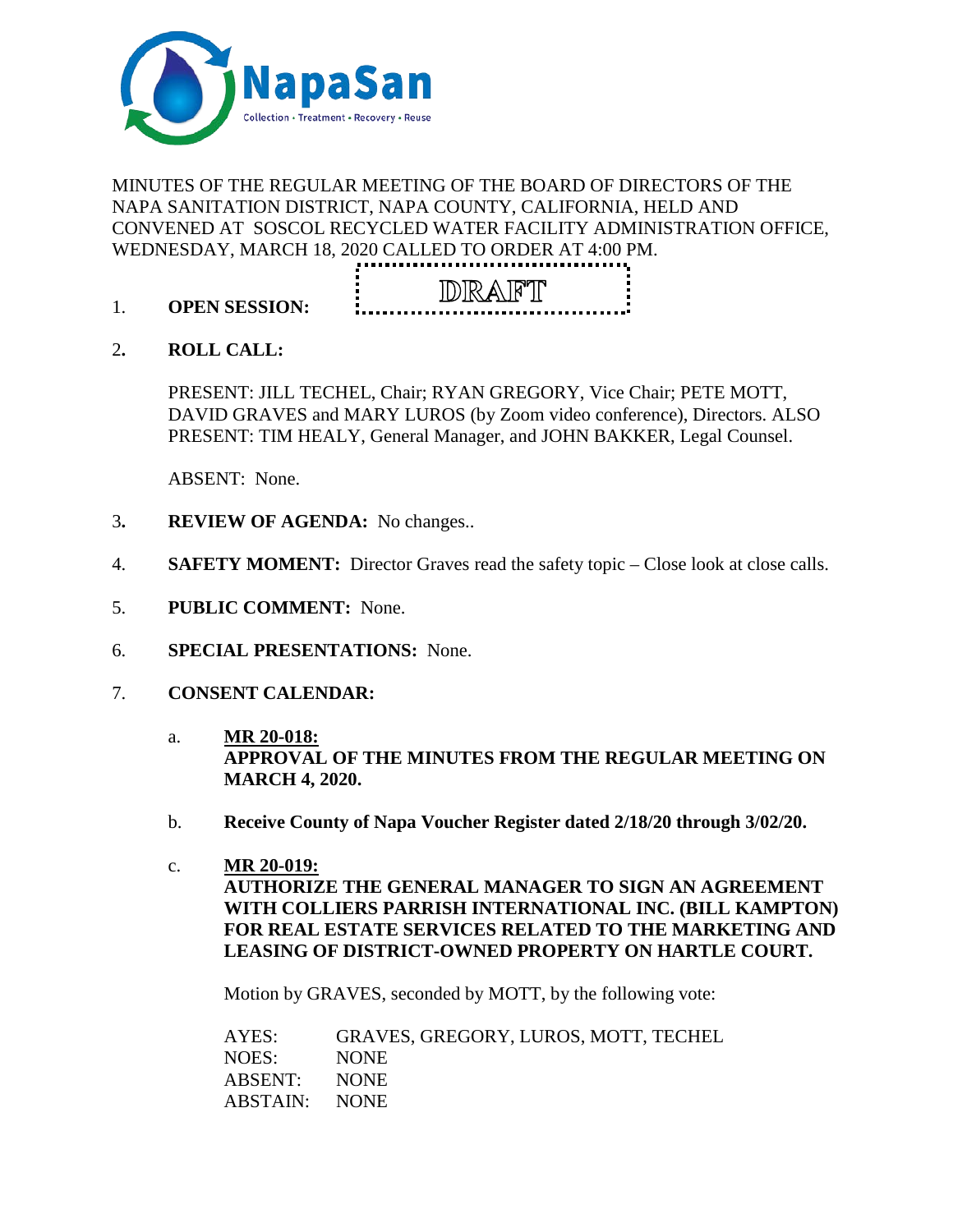NapaSan

Collection • Treatment • Recovery • Reuse

MINUTES OF THE REGULAR MEETING OF THE BOARD OF DIRECTORS OF THE NAPA SANITATION DISTRICT, NAPA COUNTY, CALIFORNIA, HELD AND CONVENED AT SOSCOL RECYCLED WATER FACILITY ADMINISTRATION OFFICE, WEDNESDAY, MARCH 18, 2020 CALLED TO ORDER AT 4:00 PM.

DRAFT

1. **OPEN SESSION:**

2. **ROLL CALL:**

   PRESENT: JILL TECHEL, Chair; RYAN GREGORY, Vice Chair; PETE MOTT, DAVID GRAVES and MARY LUROS (by Zoom video conference), Directors. ALSO PRESENT: TIM HEALY, General Manager, and JOHN BAKKER, Legal Counsel.

   ABSENT: None.

3. **REVIEW OF AGENDA:** No changes..

4. **SAFETY MOMENT:** Director Graves read the safety topic – Close look at close calls.

5. **PUBLIC COMMENT:** None.

6. **SPECIAL PRESENTATIONS:** None.

7. **CONSENT CALENDAR:**

   a. **MR 20-018:**
   **APPROVAL OF THE MINUTES FROM THE REGULAR MEETING ON MARCH 4, 2020.**

   b. **Receive County of Napa Voucher Register dated 2/18/20 through 3/02/20.**

   c. **MR 20-019:**
   **AUTHORIZE THE GENERAL MANAGER TO SIGN AN AGREEMENT WITH COLLIERS PARRISH INTERNATIONAL INC. (BILL KAMPTON) FOR REAL ESTATE SERVICES RELATED TO THE MARKETING AND LEASING OF DISTRICT-OWNED PROPERTY ON HARTLE COURT.**

   Motion by GRAVES, seconded by MOTT, by the following vote:

   AYES: GRAVES, GREGORY, LUROS, MOTT, TECHEL
   NOES: NONE
   ABSENT: NONE
   ABSTAIN: NONE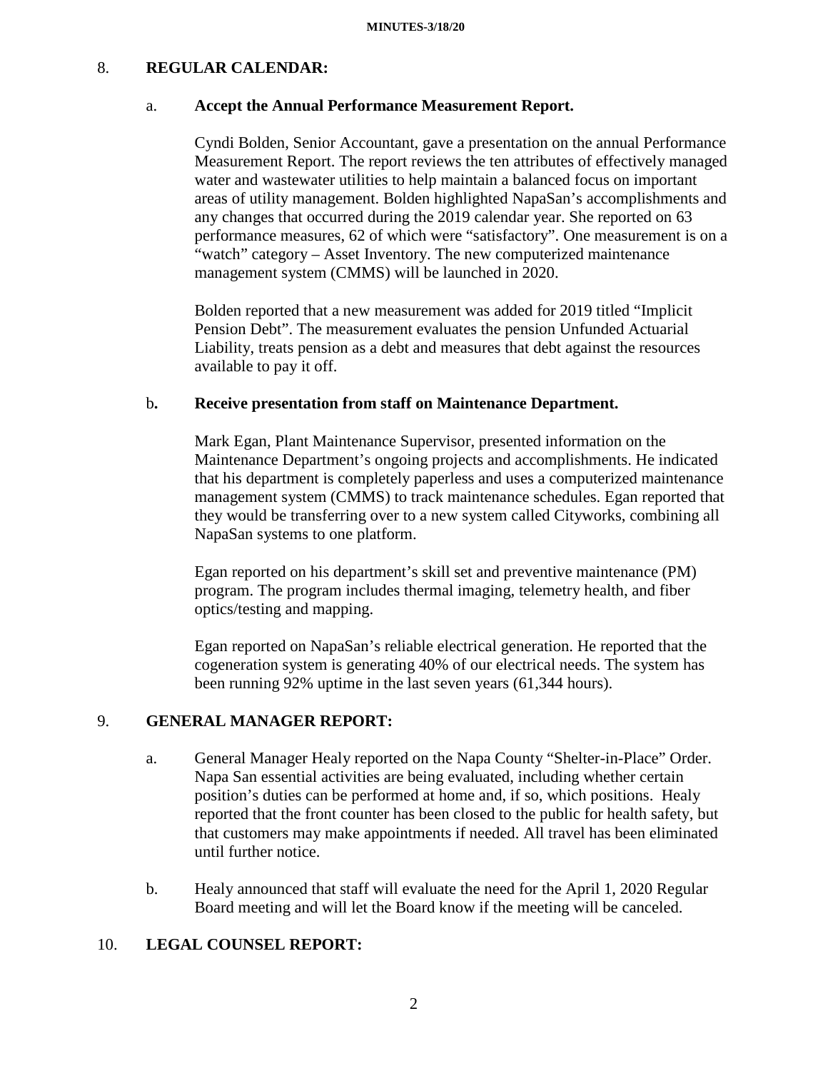## 8. REGULAR CALENDAR:

### a. Accept the Annual Performance Measurement Report.

Cyndi Bolden, Senior Accountant, gave a presentation on the annual Performance Measurement Report. The report reviews the ten attributes of effectively managed water and wastewater utilities to help maintain a balanced focus on important areas of utility management. Bolden highlighted NapaSan's accomplishments and any changes that occurred during the 2019 calendar year. She reported on 63 performance measures, 62 of which were "satisfactory". One measurement is on a "watch" category – Asset Inventory. The new computerized maintenance management system (CMMS) will be launched in 2020.

Bolden reported that a new measurement was added for 2019 titled "Implicit Pension Debt". The measurement evaluates the pension Unfunded Actuarial Liability, treats pension as a debt and measures that debt against the resources available to pay it off.

### b. Receive presentation from staff on Maintenance Department.

Mark Egan, Plant Maintenance Supervisor, presented information on the Maintenance Department's ongoing projects and accomplishments. He indicated that his department is completely paperless and uses a computerized maintenance management system (CMMS) to track maintenance schedules. Egan reported that they would be transferring over to a new system called Cityworks, combining all NapaSan systems to one platform.

Egan reported on his department's skill set and preventive maintenance (PM) program. The program includes thermal imaging, telemetry health, and fiber optics/testing and mapping.

Egan reported on NapaSan's reliable electrical generation. He reported that the cogeneration system is generating 40% of our electrical needs. The system has been running 92% uptime in the last seven years (61,344 hours).

## 9. GENERAL MANAGER REPORT:

a. General Manager Healy reported on the Napa County "Shelter-in-Place" Order. Napa San essential activities are being evaluated, including whether certain position's duties can be performed at home and, if so, which positions. Healy reported that the front counter has been closed to the public for health safety, but that customers may make appointments if needed. All travel has been eliminated until further notice.

b. Healy announced that staff will evaluate the need for the April 1, 2020 Regular Board meeting and will let the Board know if the meeting will be canceled.

## 10. LEGAL COUNSEL REPORT: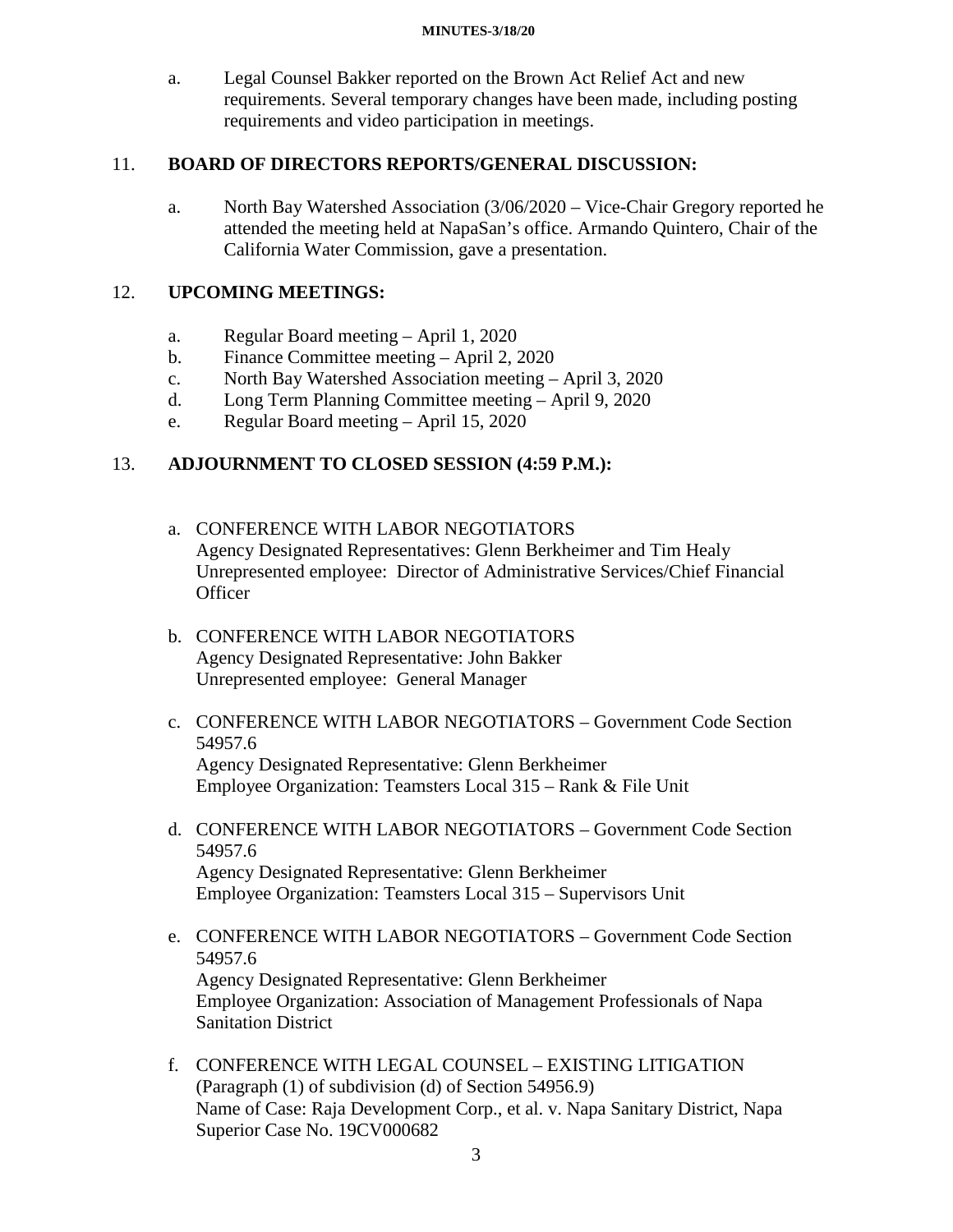a. Legal Counsel Bakker reported on the Brown Act Relief Act and new requirements. Several temporary changes have been made, including posting requirements and video participation in meetings.

## 11. BOARD OF DIRECTORS REPORTS/GENERAL DISCUSSION:

a. North Bay Watershed Association (3/06/2020 – Vice-Chair Gregory reported he attended the meeting held at NapaSan's office. Armando Quintero, Chair of the California Water Commission, gave a presentation.

## 12. UPCOMING MEETINGS:

a. Regular Board meeting – April 1, 2020
b. Finance Committee meeting – April 2, 2020
c. North Bay Watershed Association meeting – April 3, 2020
d. Long Term Planning Committee meeting – April 9, 2020
e. Regular Board meeting – April 15, 2020

## 13. ADJOURNMENT TO CLOSED SESSION (4:59 P.M.):

a. CONFERENCE WITH LABOR NEGOTIATORS
Agency Designated Representatives: Glenn Berkheimer and Tim Healy
Unrepresented employee: Director of Administrative Services/Chief Financial Officer

b. CONFERENCE WITH LABOR NEGOTIATORS
Agency Designated Representative: John Bakker
Unrepresented employee: General Manager

c. CONFERENCE WITH LABOR NEGOTIATORS – Government Code Section 54957.6
Agency Designated Representative: Glenn Berkheimer
Employee Organization: Teamsters Local 315 – Rank & File Unit

d. CONFERENCE WITH LABOR NEGOTIATORS – Government Code Section 54957.6
Agency Designated Representative: Glenn Berkheimer
Employee Organization: Teamsters Local 315 – Supervisors Unit

e. CONFERENCE WITH LABOR NEGOTIATORS – Government Code Section 54957.6
Agency Designated Representative: Glenn Berkheimer
Employee Organization: Association of Management Professionals of Napa Sanitation District

f. CONFERENCE WITH LEGAL COUNSEL – EXISTING LITIGATION
(Paragraph (1) of subdivision (d) of Section 54956.9)
Name of Case: Raja Development Corp., et al. v. Napa Sanitary District, Napa Superior Case No. 19CV000682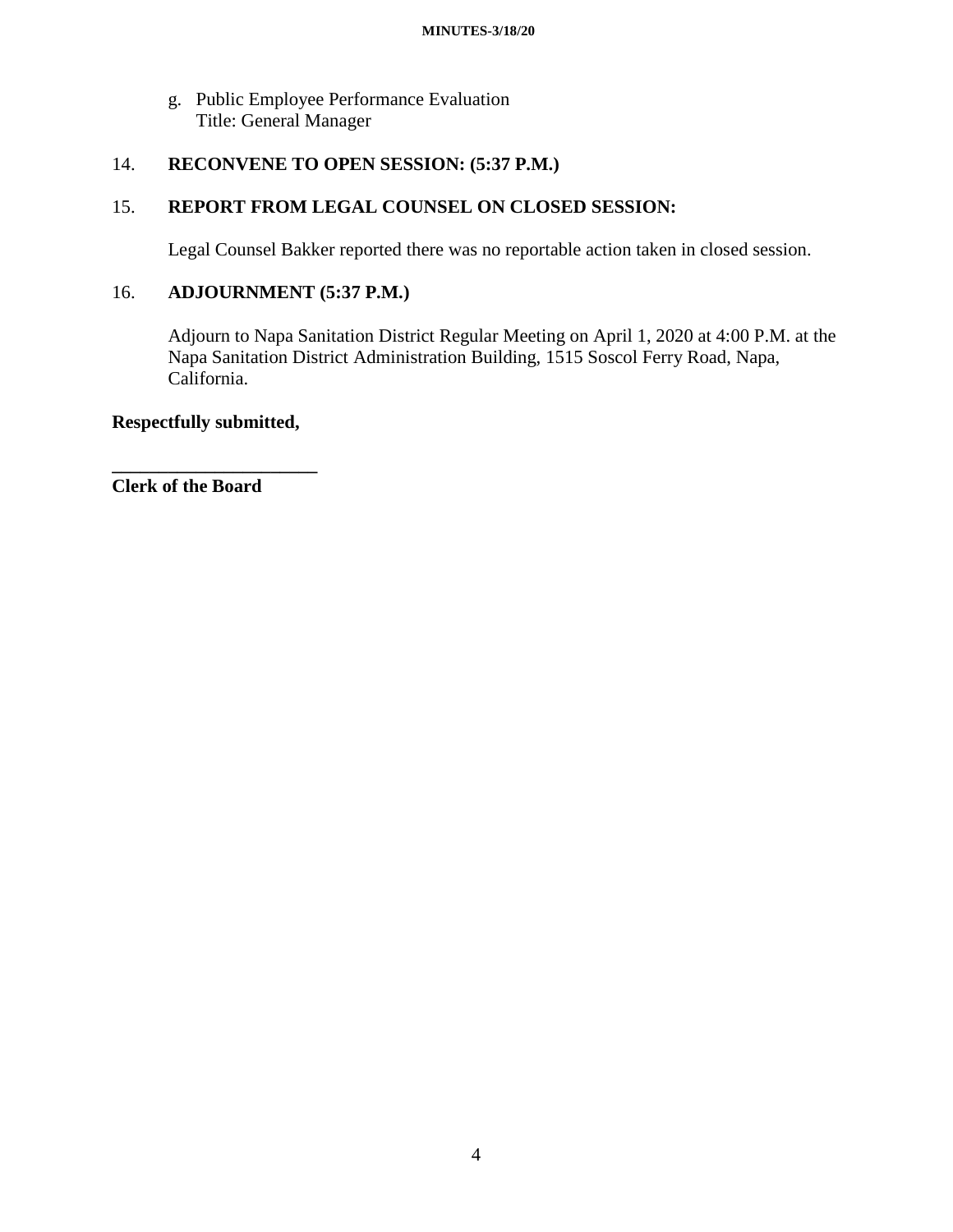g. Public Employee Performance Evaluation
   Title: General Manager

14. **RECONVENE TO OPEN SESSION: (5:37 P.M.)**

15. **REPORT FROM LEGAL COUNSEL ON CLOSED SESSION:**

    Legal Counsel Bakker reported there was no reportable action taken in closed session.

16. **ADJOURNMENT (5:37 P.M.)**

    Adjourn to Napa Sanitation District Regular Meeting on April 1, 2020 at 4:00 P.M. at the Napa Sanitation District Administration Building, 1515 Soscol Ferry Road, Napa, California.

**Respectfully submitted,**

**______________________**
**Clerk of the Board**